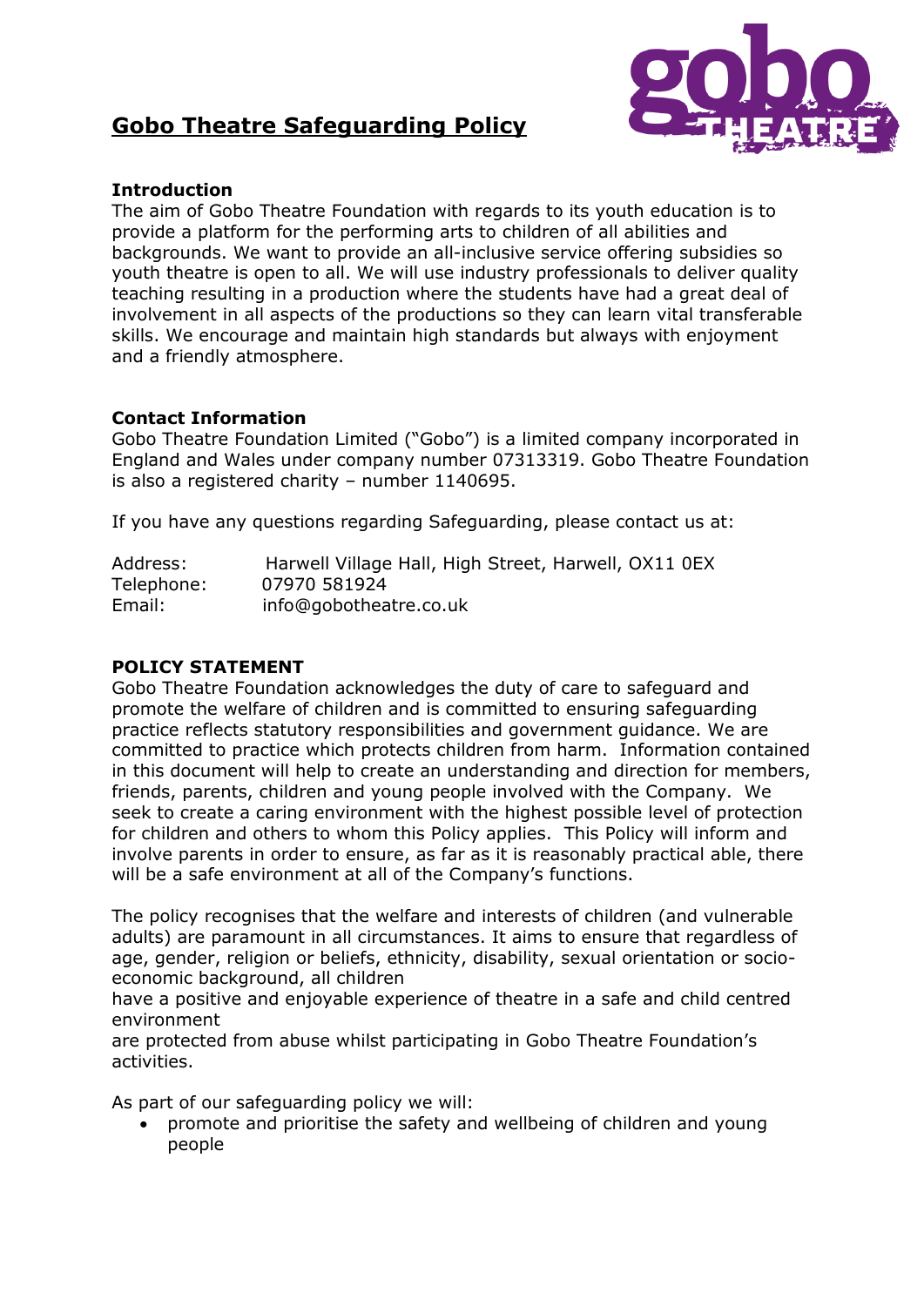# Gobo Theatre Safeguarding Policy

## Introduction

The aim of Gobo Theatre Foundation with regards to its youth education is to provide a platform for the performing arts to children of all abilities and backgrounds. We want to provide an all-inclusive service offering subsidies so youth theatre is open to all. We will use industry professionals to deliver quality teaching resulting in a production where the students have had a great deal of involvement in all aspects of the productions so they can learn vital transferable skills. We encourage and maintain high standards but always with enjoyment and a friendly atmosphere.

## Contact Information

Gobo Theatre Foundation Limited ("Gobo") is a limited company incorporated in England and Wales under company number 07313319. Gobo Theatre Foundation is also a registered charity – number 1140695.

If you have any questions regarding Safeguarding, please contact us at:

Address: Harwell Village Hall, High Street, Harwell, OX11 0EX
Telephone: 07970 581924
Email: info@gobotheatre.co.uk

## POLICY STATEMENT

Gobo Theatre Foundation acknowledges the duty of care to safeguard and promote the welfare of children and is committed to ensuring safeguarding practice reflects statutory responsibilities and government guidance. We are committed to practice which protects children from harm. Information contained in this document will help to create an understanding and direction for members, friends, parents, children and young people involved with the Company. We seek to create a caring environment with the highest possible level of protection for children and others to whom this Policy applies. This Policy will inform and involve parents in order to ensure, as far as it is reasonably practical able, there will be a safe environment at all of the Company's functions.

The policy recognises that the welfare and interests of children (and vulnerable adults) are paramount in all circumstances. It aims to ensure that regardless of age, gender, religion or beliefs, ethnicity, disability, sexual orientation or socio-economic background, all children
have a positive and enjoyable experience of theatre in a safe and child centred environment
are protected from abuse whilst participating in Gobo Theatre Foundation's activities.

As part of our safeguarding policy we will:

- promote and prioritise the safety and wellbeing of children and young people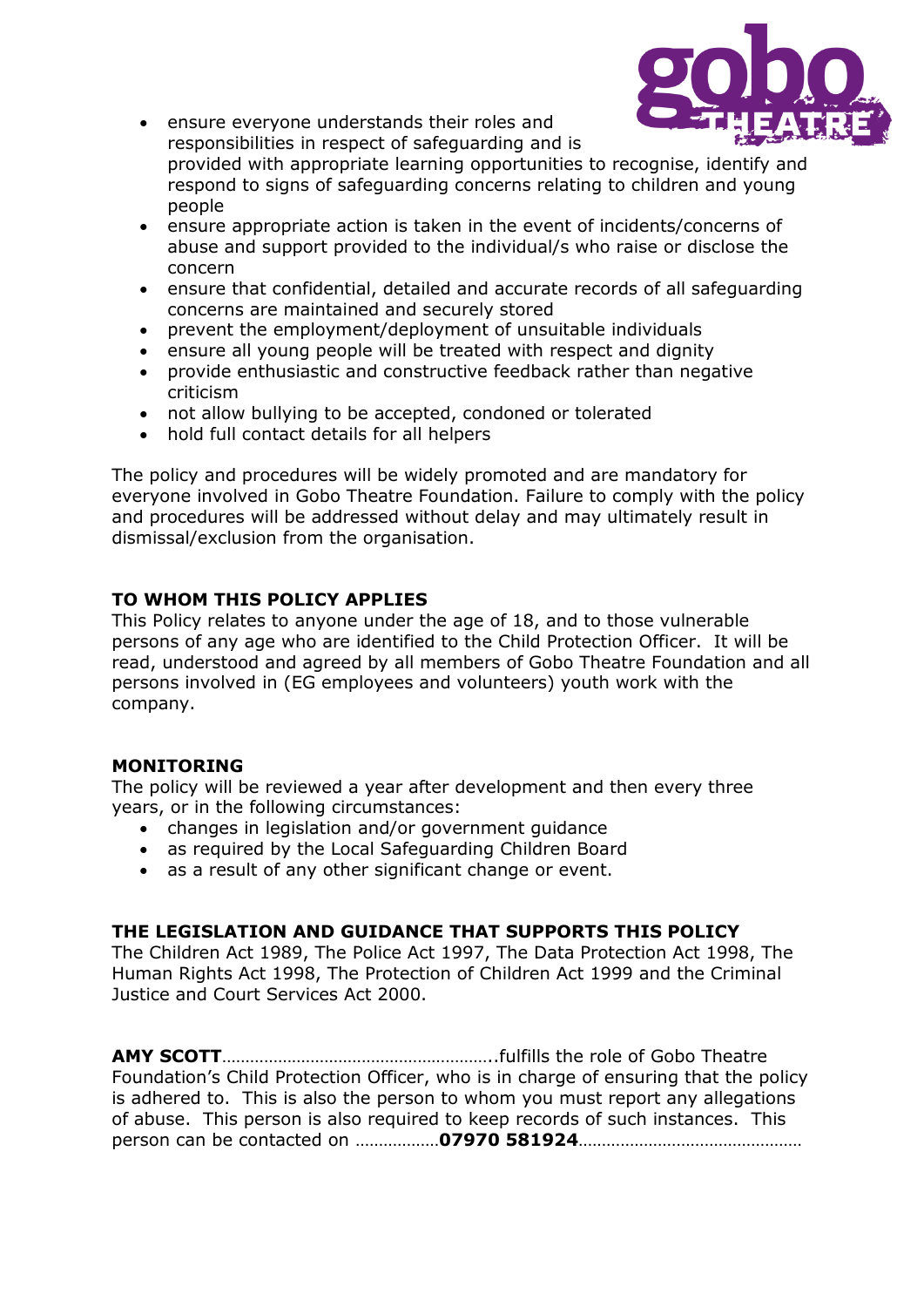- ensure everyone understands their roles and responsibilities in respect of safeguarding and is provided with appropriate learning opportunities to recognise, identify and respond to signs of safeguarding concerns relating to children and young people
- ensure appropriate action is taken in the event of incidents/concerns of abuse and support provided to the individual/s who raise or disclose the concern
- ensure that confidential, detailed and accurate records of all safeguarding concerns are maintained and securely stored
- prevent the employment/deployment of unsuitable individuals
- ensure all young people will be treated with respect and dignity
- provide enthusiastic and constructive feedback rather than negative criticism
- not allow bullying to be accepted, condoned or tolerated
- hold full contact details for all helpers

The policy and procedures will be widely promoted and are mandatory for everyone involved in Gobo Theatre Foundation. Failure to comply with the policy and procedures will be addressed without delay and may ultimately result in dismissal/exclusion from the organisation.

## TO WHOM THIS POLICY APPLIES

This Policy relates to anyone under the age of 18, and to those vulnerable persons of any age who are identified to the Child Protection Officer. It will be read, understood and agreed by all members of Gobo Theatre Foundation and all persons involved in (EG employees and volunteers) youth work with the company.

## MONITORING

The policy will be reviewed a year after development and then every three years, or in the following circumstances:

- changes in legislation and/or government guidance
- as required by the Local Safeguarding Children Board
- as a result of any other significant change or event.

## THE LEGISLATION AND GUIDANCE THAT SUPPORTS THIS POLICY

The Children Act 1989, The Police Act 1997, The Data Protection Act 1998, The Human Rights Act 1998, The Protection of Children Act 1999 and the Criminal Justice and Court Services Act 2000.

**AMY SCOTT**………………………………………………..fulfills the role of Gobo Theatre Foundation's Child Protection Officer, who is in charge of ensuring that the policy is adhered to. This is also the person to whom you must report any allegations of abuse. This person is also required to keep records of such instances. This person can be contacted on ………………**07970 581924**…………………………………………